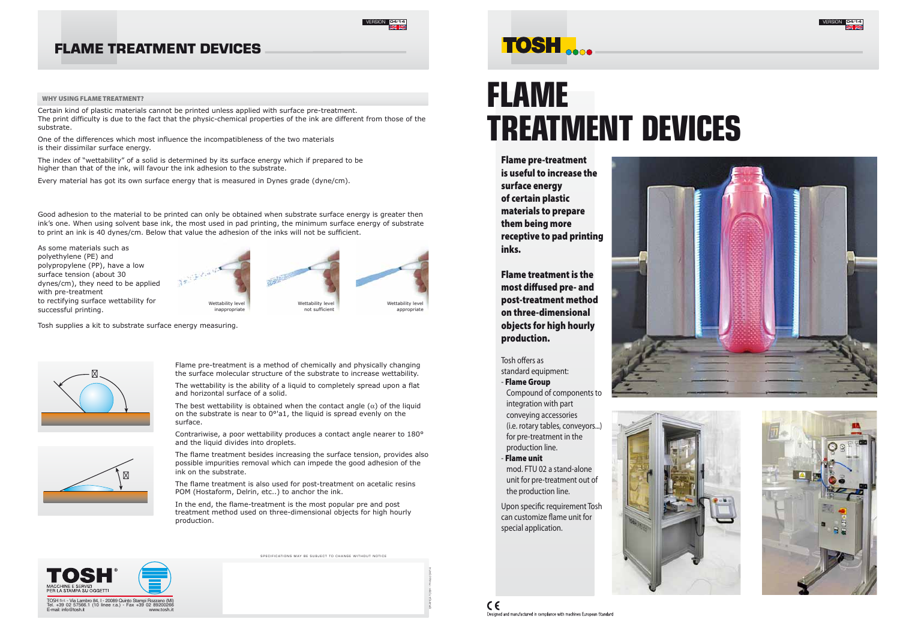# FLAME TREATMENT DEVICES

### WHY USING FLAME TREATMENT?

Certain kind of plastic materials cannot be printed unless applied with surface pre-treatment.
The print difficulty is due to the fact that the physic-chemical properties of the ink are different from those of the substrate.

One of the differences which most influence the incompatibleness of the two materials is their dissimilar surface energy.

The index of "wettability" of a solid is determined by its surface energy which if prepared to be higher than that of the ink, will favour the ink adhesion to the substrate.

Every material has got its own surface energy that is measured in Dynes grade (dyne/cm).

Good adhesion to the material to be printed can only be obtained when substrate surface energy is greater then ink's one. When using solvent base ink, the most used in pad printing, the minimum surface energy of substrate to print an ink is 40 dynes/cm. Below that value the adhesion of the inks will not be sufficient.

As some materials such as polyethylene (PE) and polypropylene (PP), have a low surface tension (about 30 dynes/cm), they need to be applied with pre-treatment to rectifying surface wettability for successful printing.

Wettability level inappropriate

Wettability level not sufficient

Wettability level appropriate

Tosh supplies a kit to substrate surface energy measuring.

Flame pre-treatment is a method of chemically and physically changing the surface molecular structure of the substrate to increase wettability.

The wettability is the ability of a liquid to completely spread upon a flat and horizontal surface of a solid.

The best wettability is obtained when the contact angle ($\alpha$) of the liquid on the substrate is near to 0°'a1, the liquid is spread evenly on the surface.

Contrariwise, a poor wettability produces a contact angle nearer to 180° and the liquid divides into droplets.

The flame treatment besides increasing the surface tension, provides also possible impurities removal which can impede the good adhesion of the ink on the substrate.

The flame treatment is also used for post-treatment on acetalic resins POM (Hostaform, Delrin, etc..) to anchor the ink.

In the end, the flame-treatment is the most popular pre and post treatment method used on three-dimensional objects for high hourly production.

SPECIFICATIONS MAY BE SUBJECT TO CHANGE WITHOUT NOTICE

TOSH®
MACCHINE E SERVIZI PER LA STAMPA SU OGGETTI

TOSH S.r.l. - Via Lambro 84, I - 20089 Quinto Stampi Rozzano (MI)
Tel. +39 02 57568.1 (10 linee r.a.) - Fax +39 02 89200266
E-mail: info@tosh.it www.tosh.it

TOSH

# FLAME TREATMENT DEVICES

**Flame pre-treatment is useful to increase the surface energy of certain plastic materials to prepare them being more receptive to pad printing inks.**

**Flame treatment is the most diffused pre- and post-treatment method on three-dimensional objects for high hourly production.**

Tosh offers as standard equipment:

- **Flame Group**
  Compound of components to integration with part conveying accessories (i.e. rotary tables, conveyors...) for pre-treatment in the production line.
- **Flame unit**
  mod. FTU 02 a stand-alone unit for pre-treatment out of the production line.

Upon specific requirement Tosh can customize flame unit for special application.

CE
Designed and manufactured in compliance with machines European Standard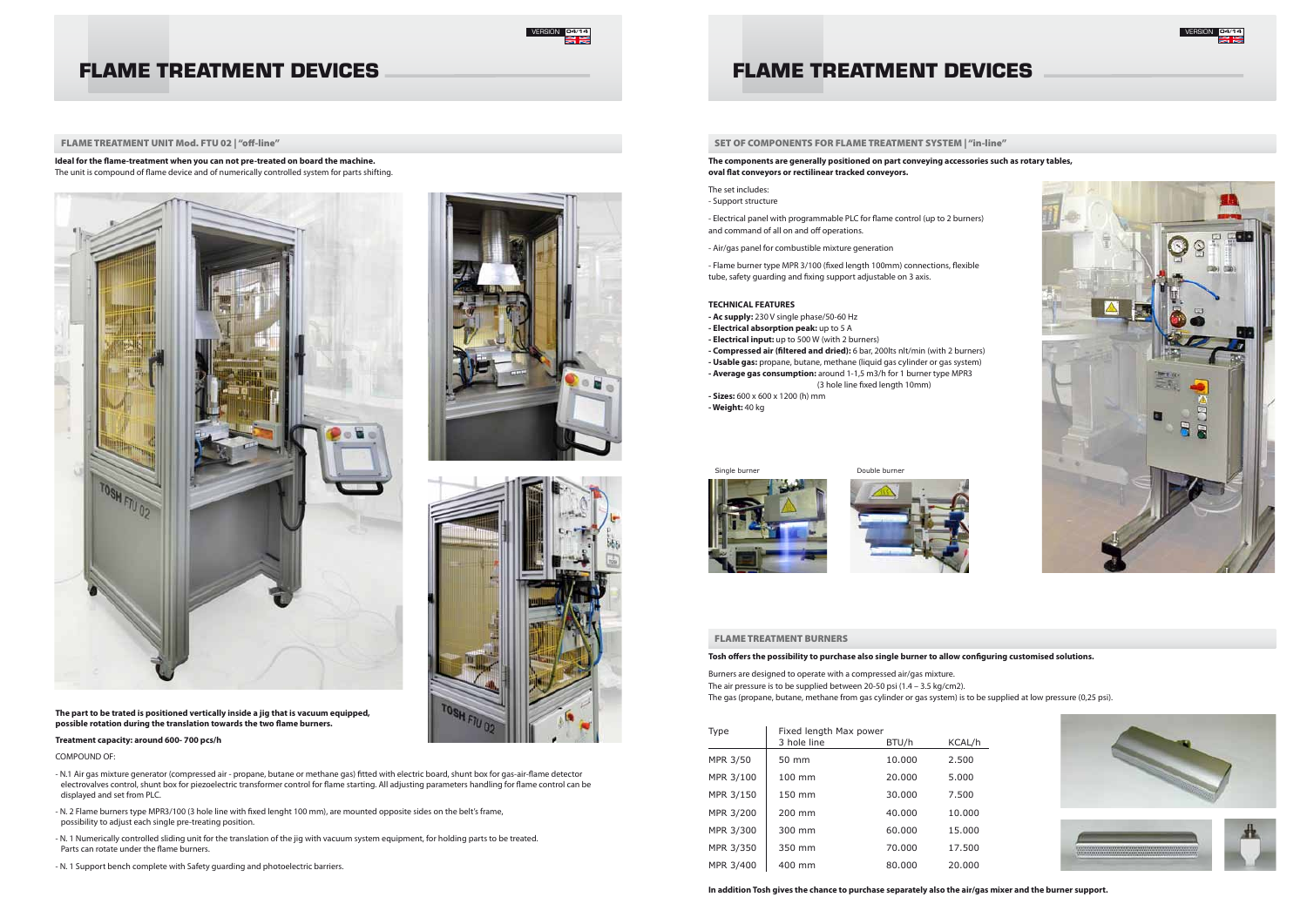# FLAME TREATMENT DEVICES

## FLAME TREATMENT UNIT Mod. FTU 02 | "off-line"

**Ideal for the flame-treatment when you can not pre-treated on board the machine.**
The unit is compound of flame device and of numerically controlled system for parts shifting.

**The part to be trated is positioned vertically inside a jig that is vacuum equipped, possible rotation during the translation towards the two flame burners.**

**Treatment capacity: around 600- 700 pcs/h**

COMPOUND OF:

- N.1 Air gas mixture generator (compressed air - propane, butane or methane gas) fitted with electric board, shunt box for gas-air-flame detector electrovalves control, shunt box for piezoelectric transformer control for flame starting. All adjusting parameters handling for flame control can be displayed and set from PLC.
- N. 2 Flame burners type MPR3/100 (3 hole line with fixed lenght 100 mm), are mounted opposite sides on the belt's frame, possibility to adjust each single pre-treating position.
- N. 1 Numerically controlled sliding unit for the translation of the jig with vacuum system equipment, for holding parts to be treated. Parts can rotate under the flame burners.
- N. 1 Support bench complete with Safety guarding and photoelectric barriers.

# FLAME TREATMENT DEVICES

## SET OF COMPONENTS FOR FLAME TREATMENT SYSTEM | "in-line"

**The components are generally positioned on part conveying accessories such as rotary tables, oval flat conveyors or rectilinear tracked conveyors.**

The set includes:
- Support structure
- Electrical panel with programmable PLC for flame control (up to 2 burners) and command of all on and off operations.
- Air/gas panel for combustible mixture generation
- Flame burner type MPR 3/100 (fixed length 100mm) connections, flexible tube, safety guarding and fixing support adjustable on 3 axis.

**TECHNICAL FEATURES**

- **Ac supply:** 230 V single phase/50-60 Hz
- **Electrical absorption peak:** up to 5 A
- **Electrical input:** up to 500 W (with 2 burners)
- **Compressed air (filtered and dried):** 6 bar, 200lts nlt/min (with 2 burners)
- **Usable gas:** propane, butane, methane (liquid gas cylinder or gas system)
- **Average gas consumption:** around 1-1,5 m3/h for 1 burner type MPR3 (3 hole line fixed length 10mm)
- **Sizes:** 600 x 600 x 1200 (h) mm
- **Weight:** 40 kg

Single burner

Double burner

## FLAME TREATMENT BURNERS

**Tosh offers the possibility to purchase also single burner to allow configuring customised solutions.**

Burners are designed to operate with a compressed air/gas mixture.
The air pressure is to be supplied between 20-50 psi (1.4 – 3.5 kg/cm2).
The gas (propane, butane, methane from gas cylinder or gas system) is to be supplied at low pressure (0,25 psi).

| Type | Fixed length 3 hole line | Max power BTU/h | KCAL/h |
|---|---|---|---|
| MPR 3/50 | 50 mm | 10.000 | 2.500 |
| MPR 3/100 | 100 mm | 20.000 | 5.000 |
| MPR 3/150 | 150 mm | 30.000 | 7.500 |
| MPR 3/200 | 200 mm | 40.000 | 10.000 |
| MPR 3/300 | 300 mm | 60.000 | 15.000 |
| MPR 3/350 | 350 mm | 70.000 | 17.500 |
| MPR 3/400 | 400 mm | 80.000 | 20.000 |

**In addition Tosh gives the chance to purchase separately also the air/gas mixer and the burner support.**